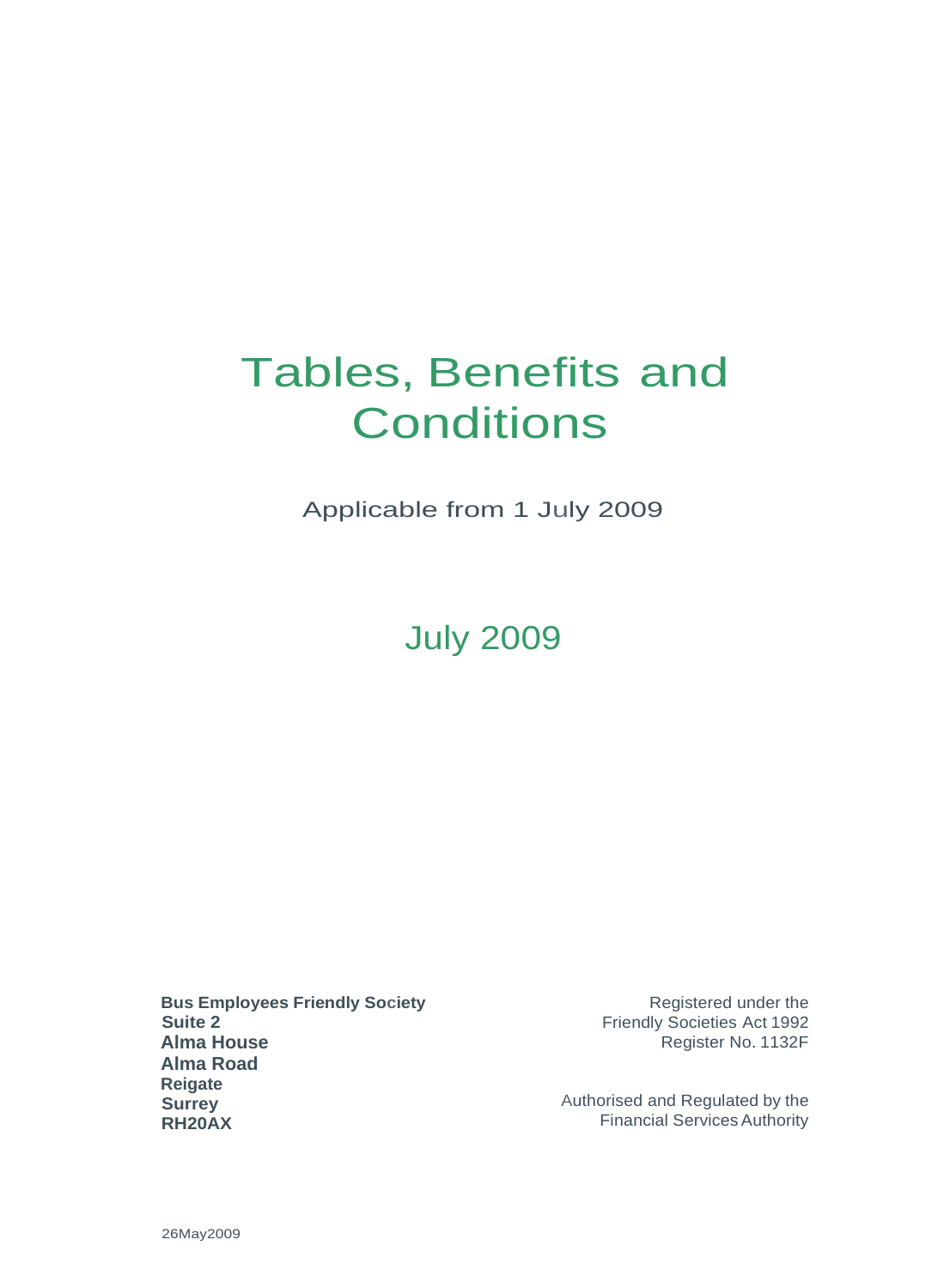# Tables, Benefits and Conditions

Applicable from 1 July 2009

July 2009

**Bus Employees Friendly Society**
**Suite 2**
**Alma House**
**Alma Road**
**Reigate**
**Surrey**
**RH20AX**

Registered under the
Friendly Societies Act 1992
Register No. 1132F

Authorised and Regulated by the
Financial Services Authority

26May2009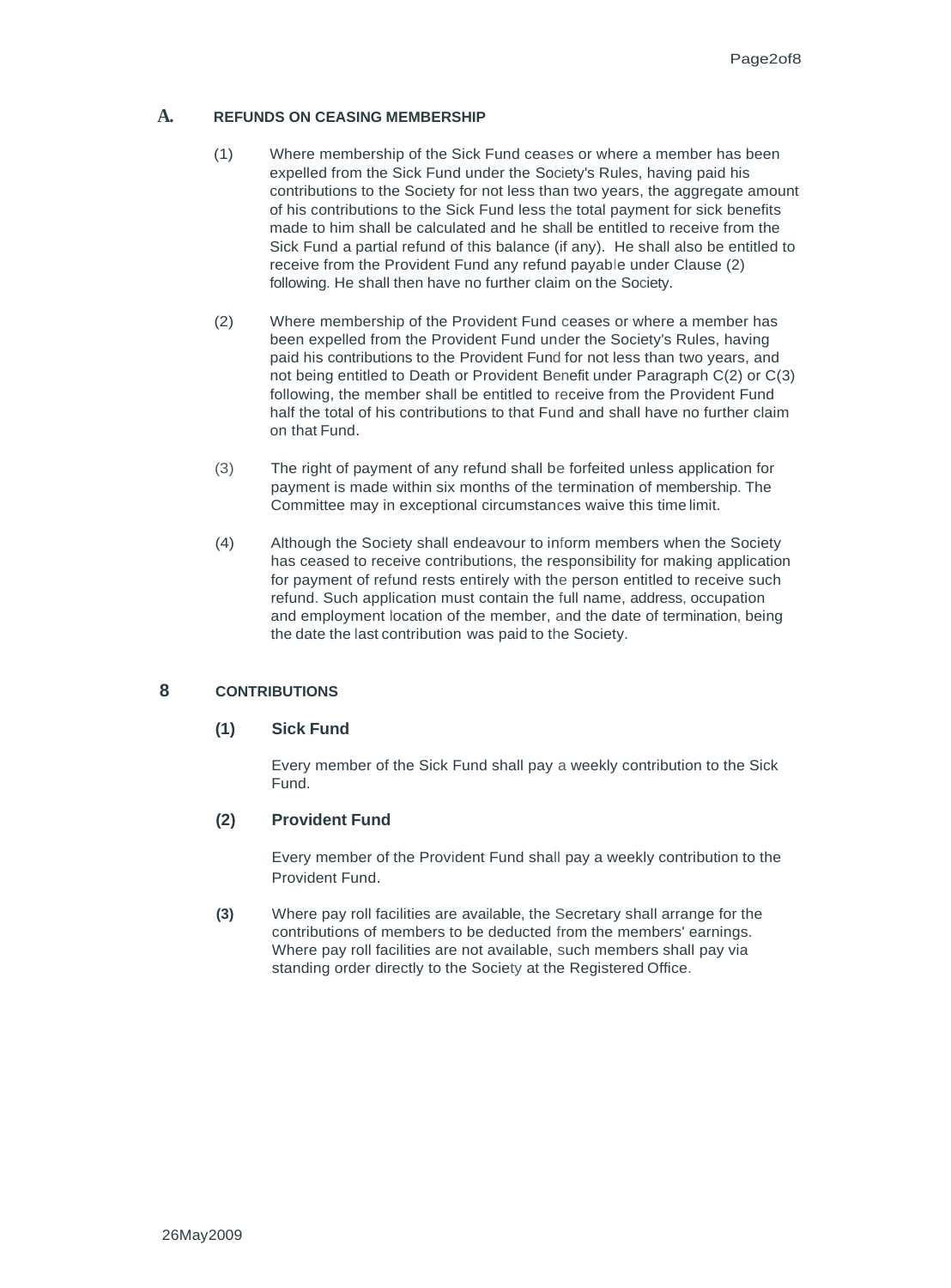## A. REFUNDS ON CEASING MEMBERSHIP

(1) Where membership of the Sick Fund ceases or where a member has been expelled from the Sick Fund under the Society's Rules, having paid his contributions to the Society for not less than two years, the aggregate amount of his contributions to the Sick Fund less the total payment for sick benefits made to him shall be calculated and he shall be entitled to receive from the Sick Fund a partial refund of this balance (if any). He shall also be entitled to receive from the Provident Fund any refund payable under Clause (2) following. He shall then have no further claim on the Society.

(2) Where membership of the Provident Fund ceases or where a member has been expelled from the Provident Fund under the Society's Rules, having paid his contributions to the Provident Fund for not less than two years, and not being entitled to Death or Provident Benefit under Paragraph C(2) or C(3) following, the member shall be entitled to receive from the Provident Fund half the total of his contributions to that Fund and shall have no further claim on that Fund.

(3) The right of payment of any refund shall be forfeited unless application for payment is made within six months of the termination of membership. The Committee may in exceptional circumstances waive this time limit.

(4) Although the Society shall endeavour to inform members when the Society has ceased to receive contributions, the responsibility for making application for payment of refund rests entirely with the person entitled to receive such refund. Such application must contain the full name, address, occupation and employment location of the member, and the date of termination, being the date the last contribution was paid to the Society.

## 8 CONTRIBUTIONS

### (1) Sick Fund

Every member of the Sick Fund shall pay a weekly contribution to the Sick Fund.

### (2) Provident Fund

Every member of the Provident Fund shall pay a weekly contribution to the Provident Fund.

**(3)** Where pay roll facilities are available, the Secretary shall arrange for the contributions of members to be deducted from the members' earnings. Where pay roll facilities are not available, such members shall pay via standing order directly to the Society at the Registered Office.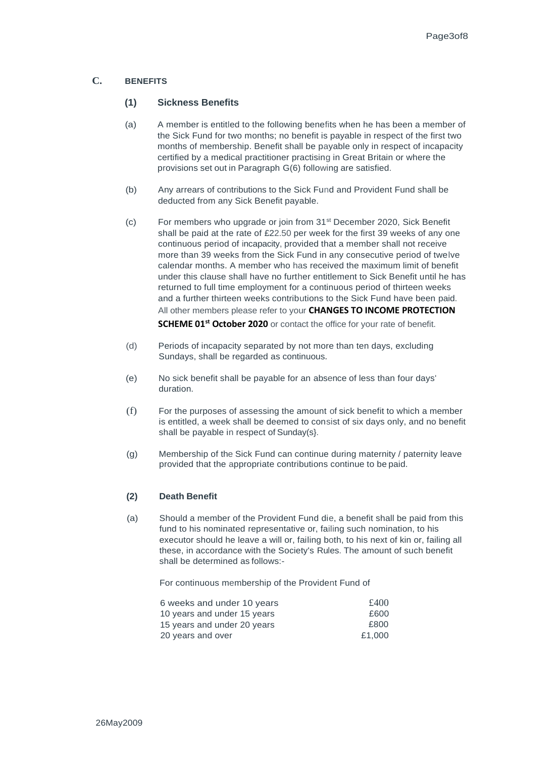## C. BENEFITS

### (1) Sickness Benefits

(a) A member is entitled to the following benefits when he has been a member of the Sick Fund for two months; no benefit is payable in respect of the first two months of membership. Benefit shall be payable only in respect of incapacity certified by a medical practitioner practising in Great Britain or where the provisions set out in Paragraph G(6) following are satisfied.

(b) Any arrears of contributions to the Sick Fund and Provident Fund shall be deducted from any Sick Benefit payable.

(c) For members who upgrade or join from 31st December 2020, Sick Benefit shall be paid at the rate of £22.50 per week for the first 39 weeks of any one continuous period of incapacity, provided that a member shall not receive more than 39 weeks from the Sick Fund in any consecutive period of twelve calendar months. A member who has received the maximum limit of benefit under this clause shall have no further entitlement to Sick Benefit until he has returned to full time employment for a continuous period of thirteen weeks and a further thirteen weeks contributions to the Sick Fund have been paid. All other members please refer to your **CHANGES TO INCOME PROTECTION SCHEME 01st October 2020** or contact the office for your rate of benefit.

(d) Periods of incapacity separated by not more than ten days, excluding Sundays, shall be regarded as continuous.

(e) No sick benefit shall be payable for an absence of less than four days' duration.

(f) For the purposes of assessing the amount of sick benefit to which a member is entitled, a week shall be deemed to consist of six days only, and no benefit shall be payable in respect of Sunday(s).

(g) Membership of the Sick Fund can continue during maternity / paternity leave provided that the appropriate contributions continue to be paid.

### (2) Death Benefit

(a) Should a member of the Provident Fund die, a benefit shall be paid from this fund to his nominated representative or, failing such nomination, to his executor should he leave a will or, failing both, to his next of kin or, failing all these, in accordance with the Society's Rules. The amount of such benefit shall be determined as follows:-

For continuous membership of the Provident Fund of

| | |
|---|---|
| 6 weeks and under 10 years | £400 |
| 10 years and under 15 years | £600 |
| 15 years and under 20 years | £800 |
| 20 years and over | £1,000 |

26May2009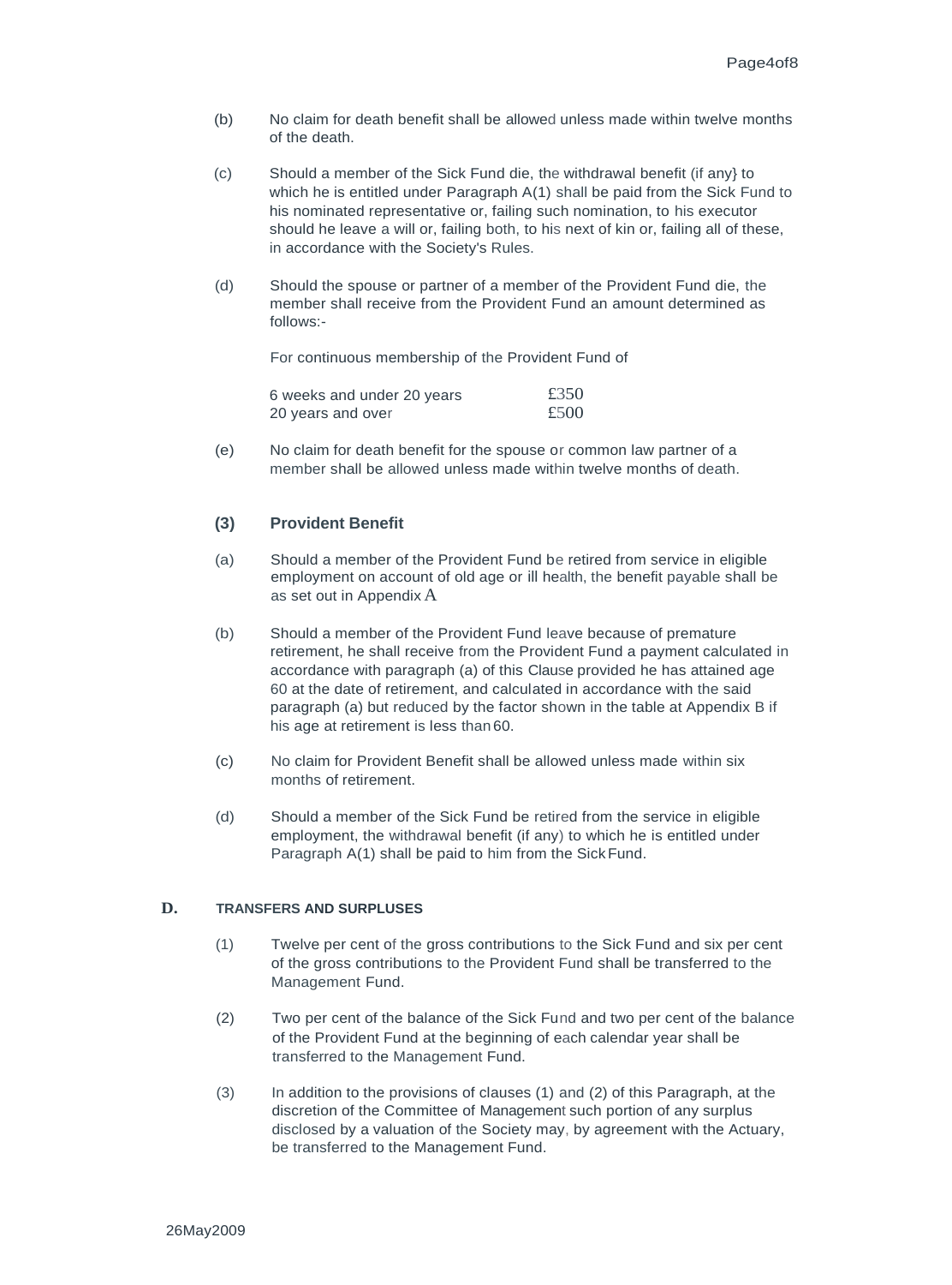(b) No claim for death benefit shall be allowed unless made within twelve months of the death.

(c) Should a member of the Sick Fund die, the withdrawal benefit (if any} to which he is entitled under Paragraph A(1) shall be paid from the Sick Fund to his nominated representative or, failing such nomination, to his executor should he leave a will or, failing both, to his next of kin or, failing all of these, in accordance with the Society's Rules.

(d) Should the spouse or partner of a member of the Provident Fund die, the member shall receive from the Provident Fund an amount determined as follows:-

For continuous membership of the Provident Fund of

| | |
|---|---|
| 6 weeks and under 20 years | £350 |
| 20 years and over | £500 |

(e) No claim for death benefit for the spouse or common law partner of a member shall be allowed unless made within twelve months of death.

### (3) Provident Benefit

(a) Should a member of the Provident Fund be retired from service in eligible employment on account of old age or ill health, the benefit payable shall be as set out in Appendix A

(b) Should a member of the Provident Fund leave because of premature retirement, he shall receive from the Provident Fund a payment calculated in accordance with paragraph (a) of this Clause provided he has attained age 60 at the date of retirement, and calculated in accordance with the said paragraph (a) but reduced by the factor shown in the table at Appendix B if his age at retirement is less than 60.

(c) No claim for Provident Benefit shall be allowed unless made within six months of retirement.

(d) Should a member of the Sick Fund be retired from the service in eligible employment, the withdrawal benefit (if any) to which he is entitled under Paragraph A(1) shall be paid to him from the Sick Fund.

## D. TRANSFERS AND SURPLUSES

(1) Twelve per cent of the gross contributions to the Sick Fund and six per cent of the gross contributions to the Provident Fund shall be transferred to the Management Fund.

(2) Two per cent of the balance of the Sick Fund and two per cent of the balance of the Provident Fund at the beginning of each calendar year shall be transferred to the Management Fund.

(3) In addition to the provisions of clauses (1) and (2) of this Paragraph, at the discretion of the Committee of Management such portion of any surplus disclosed by a valuation of the Society may, by agreement with the Actuary, be transferred to the Management Fund.

26May2009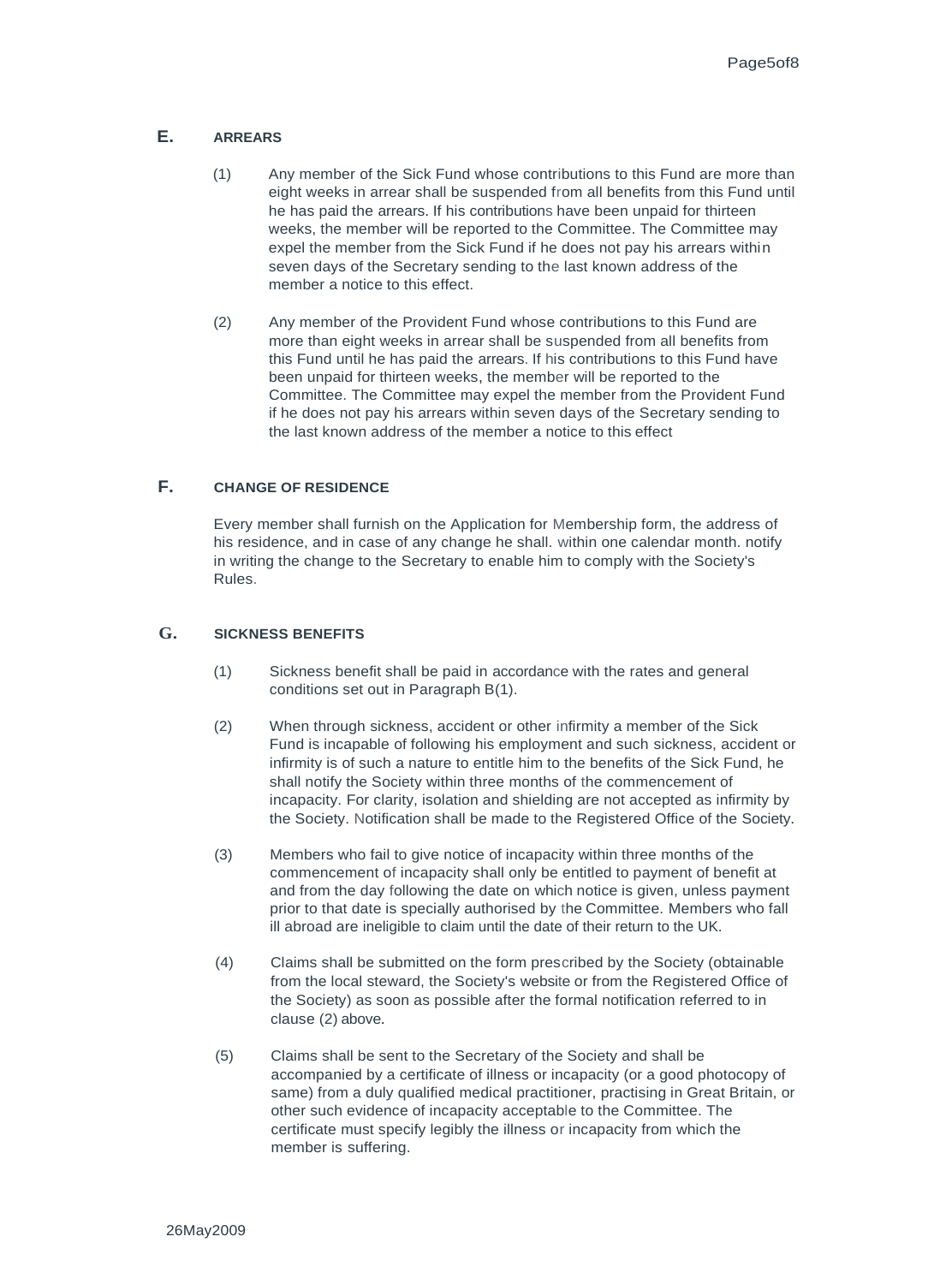## E. ARREARS

(1) Any member of the Sick Fund whose contributions to this Fund are more than eight weeks in arrear shall be suspended from all benefits from this Fund until he has paid the arrears. If his contributions have been unpaid for thirteen weeks, the member will be reported to the Committee. The Committee may expel the member from the Sick Fund if he does not pay his arrears within seven days of the Secretary sending to the last known address of the member a notice to this effect.

(2) Any member of the Provident Fund whose contributions to this Fund are more than eight weeks in arrear shall be suspended from all benefits from this Fund until he has paid the arrears. If his contributions to this Fund have been unpaid for thirteen weeks, the member will be reported to the Committee. The Committee may expel the member from the Provident Fund if he does not pay his arrears within seven days of the Secretary sending to the last known address of the member a notice to this effect

## F. CHANGE OF RESIDENCE

Every member shall furnish on the Application for Membership form, the address of his residence, and in case of any change he shall. within one calendar month. notify in writing the change to the Secretary to enable him to comply with the Society's Rules.

## G. SICKNESS BENEFITS

(1) Sickness benefit shall be paid in accordance with the rates and general conditions set out in Paragraph B(1).

(2) When through sickness, accident or other infirmity a member of the Sick Fund is incapable of following his employment and such sickness, accident or infirmity is of such a nature to entitle him to the benefits of the Sick Fund, he shall notify the Society within three months of the commencement of incapacity. For clarity, isolation and shielding are not accepted as infirmity by the Society. Notification shall be made to the Registered Office of the Society.

(3) Members who fail to give notice of incapacity within three months of the commencement of incapacity shall only be entitled to payment of benefit at and from the day following the date on which notice is given, unless payment prior to that date is specially authorised by the Committee. Members who fall ill abroad are ineligible to claim until the date of their return to the UK.

(4) Claims shall be submitted on the form prescribed by the Society (obtainable from the local steward, the Society's website or from the Registered Office of the Society) as soon as possible after the formal notification referred to in clause (2) above.

(5) Claims shall be sent to the Secretary of the Society and shall be accompanied by a certificate of illness or incapacity (or a good photocopy of same) from a duly qualified medical practitioner, practising in Great Britain, or other such evidence of incapacity acceptable to the Committee. The certificate must specify legibly the illness or incapacity from which the member is suffering.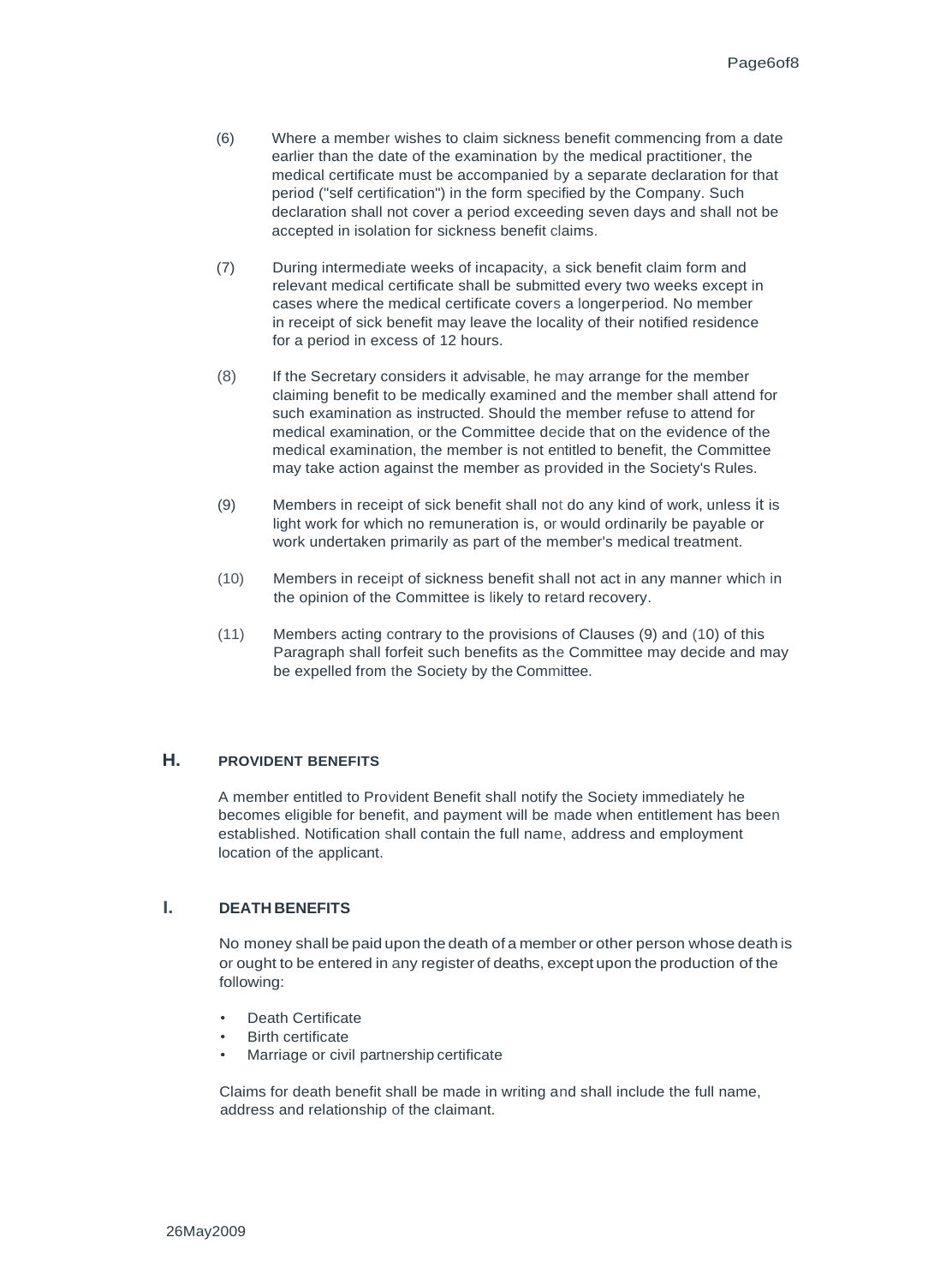(6) Where a member wishes to claim sickness benefit commencing from a date earlier than the date of the examination by the medical practitioner, the medical certificate must be accompanied by a separate declaration for that period ("self certification") in the form specified by the Company. Such declaration shall not cover a period exceeding seven days and shall not be accepted in isolation for sickness benefit claims.

(7) During intermediate weeks of incapacity, a sick benefit claim form and relevant medical certificate shall be submitted every two weeks except in cases where the medical certificate covers a longerperiod. No member in receipt of sick benefit may leave the locality of their notified residence for a period in excess of 12 hours.

(8) If the Secretary considers it advisable, he may arrange for the member claiming benefit to be medically examined and the member shall attend for such examination as instructed. Should the member refuse to attend for medical examination, or the Committee decide that on the evidence of the medical examination, the member is not entitled to benefit, the Committee may take action against the member as provided in the Society's Rules.

(9) Members in receipt of sick benefit shall not do any kind of work, unless it is light work for which no remuneration is, or would ordinarily be payable or work undertaken primarily as part of the member's medical treatment.

(10) Members in receipt of sickness benefit shall not act in any manner which in the opinion of the Committee is likely to retard recovery.

(11) Members acting contrary to the provisions of Clauses (9) and (10) of this Paragraph shall forfeit such benefits as the Committee may decide and may be expelled from the Society by the Committee.

## H. PROVIDENT BENEFITS

A member entitled to Provident Benefit shall notify the Society immediately he becomes eligible for benefit, and payment will be made when entitlement has been established. Notification shall contain the full name, address and employment location of the applicant.

## I. DEATH BENEFITS

No money shall be paid upon the death of a member or other person whose death is or ought to be entered in any register of deaths, except upon the production of the following:

- Death Certificate
- Birth certificate
- Marriage or civil partnership certificate

Claims for death benefit shall be made in writing and shall include the full name, address and relationship of the claimant.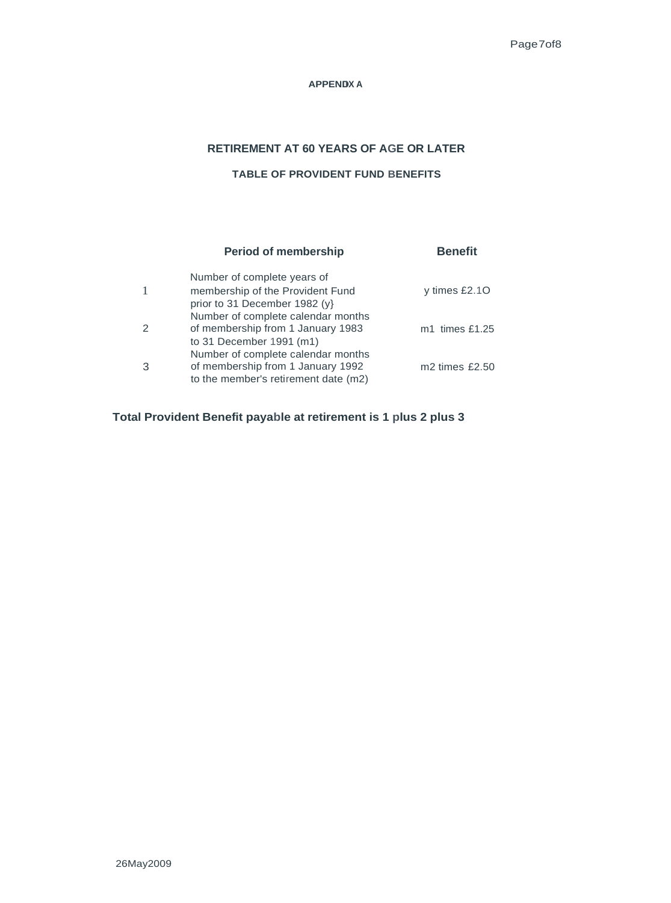## APPENDIX A

### RETIREMENT AT 60 YEARS OF AGE OR LATER

#### TABLE OF PROVIDENT FUND BENEFITS

| | Period of membership | Benefit |
|---|---|---|
| 1 | Number of complete years of membership of the Provident Fund prior to 31 December 1982 (y) | y times £2.10 |
| 2 | Number of complete calendar months of membership from 1 January 1983 to 31 December 1991 (m1) | m1 times £1.25 |
| 3 | Number of complete calendar months of membership from 1 January 1992 to the member's retirement date (m2) | m2 times £2.50 |

**Total Provident Benefit payable at retirement is 1 plus 2 plus 3**

26May2009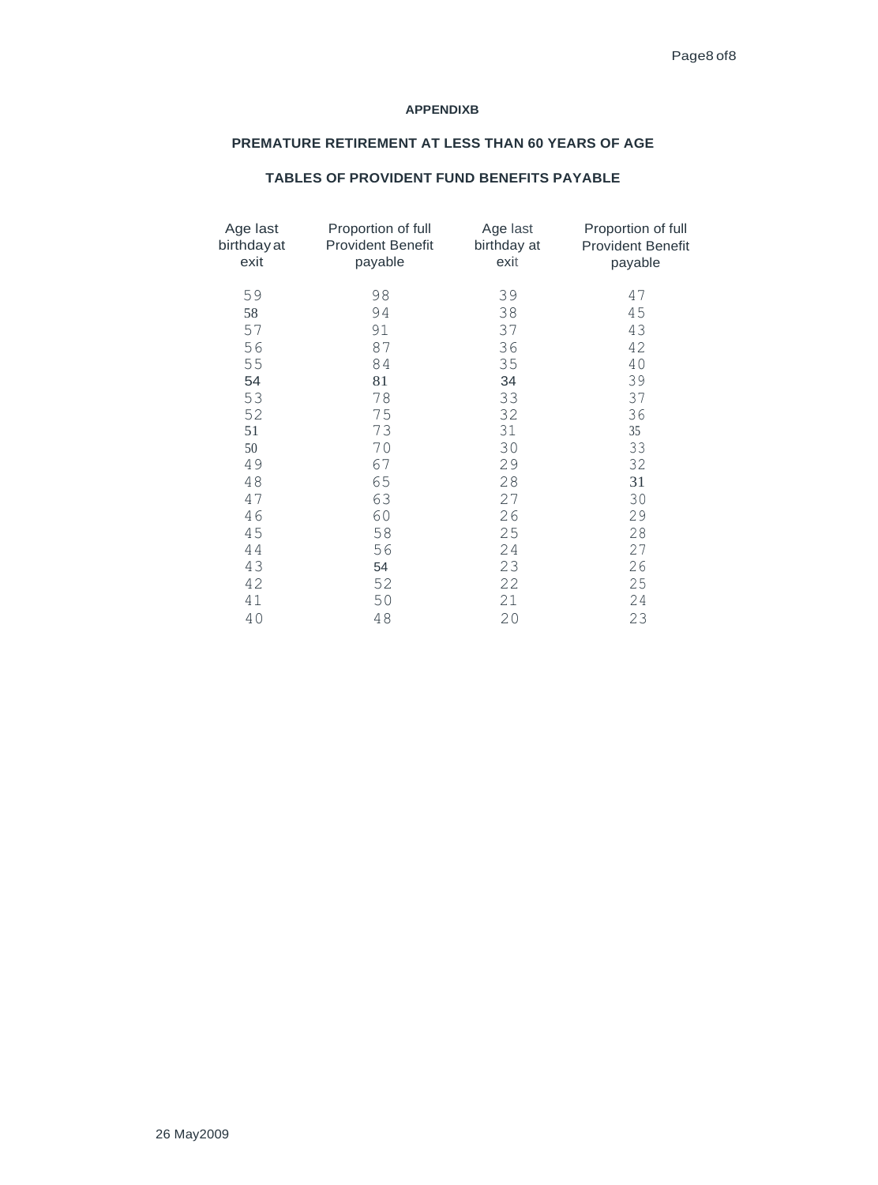**APPENDIXB**

**PREMATURE RETIREMENT AT LESS THAN 60 YEARS OF AGE**

**TABLES OF PROVIDENT FUND BENEFITS PAYABLE**

| Age last birthday at exit | Proportion of full Provident Benefit payable | Age last birthday at exit | Proportion of full Provident Benefit payable |
|---|---|---|---|
| 59 | 98 | 39 | 47 |
| 58 | 94 | 38 | 45 |
| 57 | 91 | 37 | 43 |
| 56 | 87 | 36 | 42 |
| 55 | 84 | 35 | 40 |
| 54 | 81 | 34 | 39 |
| 53 | 78 | 33 | 37 |
| 52 | 75 | 32 | 36 |
| 51 | 73 | 31 | 35 |
| 50 | 70 | 30 | 33 |
| 49 | 67 | 29 | 32 |
| 48 | 65 | 28 | 31 |
| 47 | 63 | 27 | 30 |
| 46 | 60 | 26 | 29 |
| 45 | 58 | 25 | 28 |
| 44 | 56 | 24 | 27 |
| 43 | 54 | 23 | 26 |
| 42 | 52 | 22 | 25 |
| 41 | 50 | 21 | 24 |
| 40 | 48 | 20 | 23 |

26 May2009